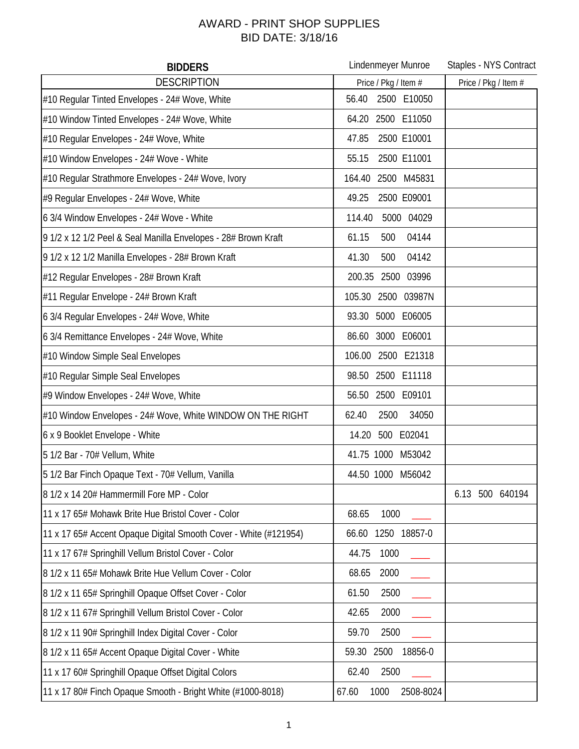# AWARD - PRINT SHOP SUPPLIES
## BID DATE: 3/18/16

| BIDDERS | Lindenmeyer Munroe | Staples - NYS Contract |
|---|---|---|
| DESCRIPTION | Price / Pkg / Item # | Price / Pkg / Item # |
| #10 Regular Tinted Envelopes - 24# Wove, White | 56.40 2500 E10050 | |
| #10 Window Tinted Envelopes - 24# Wove, White | 64.20 2500 E11050 | |
| #10 Regular Envelopes - 24# Wove, White | 47.85 2500 E10001 | |
| #10 Window Envelopes - 24# Wove - White | 55.15 2500 E11001 | |
| #10 Regular Strathmore Envelopes - 24# Wove, Ivory | 164.40 2500 M45831 | |
| #9 Regular Envelopes - 24# Wove, White | 49.25 2500 E09001 | |
| 6 3/4 Window Envelopes - 24# Wove - White | 114.40 5000 04029 | |
| 9 1/2 x 12 1/2 Peel & Seal Manilla Envelopes - 28# Brown Kraft | 61.15 500 04144 | |
| 9 1/2 x 12 1/2 Manilla Envelopes - 28# Brown Kraft | 41.30 500 04142 | |
| #12 Regular Envelopes - 28# Brown Kraft | 200.35 2500 03996 | |
| #11 Regular Envelope - 24# Brown Kraft | 105.30 2500 03987N | |
| 6 3/4 Regular Envelopes - 24# Wove, White | 93.30 5000 E06005 | |
| 6 3/4 Remittance Envelopes - 24# Wove, White | 86.60 3000 E06001 | |
| #10 Window Simple Seal Envelopes | 106.00 2500 E21318 | |
| #10 Regular Simple Seal Envelopes | 98.50 2500 E11118 | |
| #9 Window Envelopes - 24# Wove, White | 56.50 2500 E09101 | |
| #10 Window Envelopes - 24# Wove, White WINDOW ON THE RIGHT | 62.40 2500 34050 | |
| 6 x 9 Booklet Envelope - White | 14.20 500 E02041 | |
| 5 1/2 Bar - 70# Vellum, White | 41.75 1000 M53042 | |
| 5 1/2 Bar Finch Opaque Text - 70# Vellum, Vanilla | 44.50 1000 M56042 | |
| 8 1/2 x 14 20# Hammermill Fore MP - Color | | 6.13 500 640194 |
| 11 x 17 65# Mohawk Brite Hue Bristol Cover - Color | 68.65 1000 ____ | |
| 11 x 17 65# Accent Opaque Digital Smooth Cover - White (#121954) | 66.60 1250 18857-0 | |
| 11 x 17 67# Springhill Vellum Bristol Cover - Color | 44.75 1000 ____ | |
| 8 1/2 x 11 65# Mohawk Brite Hue Vellum Cover - Color | 68.65 2000 ____ | |
| 8 1/2 x 11 65# Springhill Opaque Offset Cover - Color | 61.50 2500 ____ | |
| 8 1/2 x 11 67# Springhill Vellum Bristol Cover - Color | 42.65 2000 ____ | |
| 8 1/2 x 11 90# Springhill Index Digital Cover - Color | 59.70 2500 ____ | |
| 8 1/2 x 11 65# Accent Opaque Digital Cover - White | 59.30 2500 18856-0 | |
| 11 x 17 60# Springhill Opaque Offset Digital Colors | 62.40 2500 ____ | |
| 11 x 17 80# Finch Opaque Smooth - Bright White (#1000-8018) | 67.60 1000 2508-8024 | |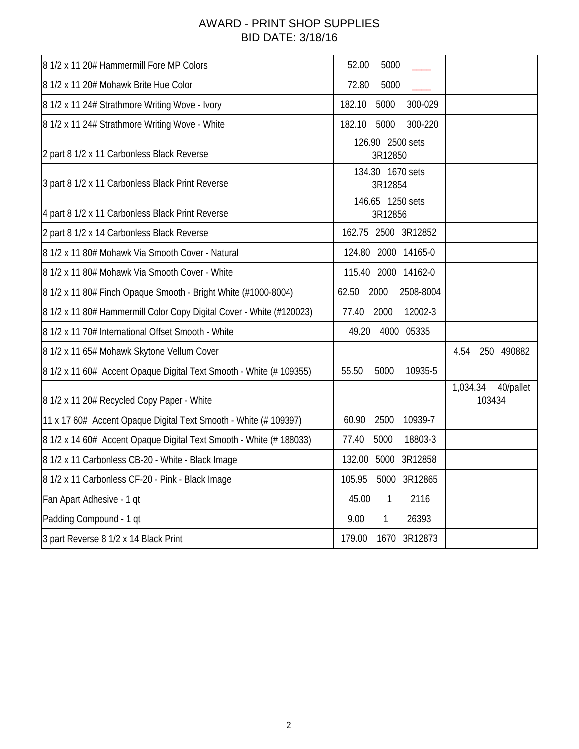# AWARD - PRINT SHOP SUPPLIES
## BID DATE: 3/18/16

| | | |
|---|---|---|
| 8 1/2 x 11 20# Hammermill Fore MP Colors | 52.00 5000 ____ | |
| 8 1/2 x 11 20# Mohawk Brite Hue Color | 72.80 5000 ____ | |
| 8 1/2 x 11 24# Strathmore Writing Wove - Ivory | 182.10 5000 300-029 | |
| 8 1/2 x 11 24# Strathmore Writing Wove - White | 182.10 5000 300-220 | |
| 2 part 8 1/2 x 11 Carbonless Black Reverse | 126.90 2500 sets 3R12850 | |
| 3 part 8 1/2 x 11 Carbonless Black Print Reverse | 134.30 1670 sets 3R12854 | |
| 4 part 8 1/2 x 11 Carbonless Black Print Reverse | 146.65 1250 sets 3R12856 | |
| 2 part 8 1/2 x 14 Carbonless Black Reverse | 162.75 2500 3R12852 | |
| 8 1/2 x 11 80# Mohawk Via Smooth Cover - Natural | 124.80 2000 14165-0 | |
| 8 1/2 x 11 80# Mohawk Via Smooth Cover - White | 115.40 2000 14162-0 | |
| 8 1/2 x 11 80# Finch Opaque Smooth - Bright White (#1000-8004) | 62.50 2000 2508-8004 | |
| 8 1/2 x 11 80# Hammermill Color Copy Digital Cover - White (#120023) | 77.40 2000 12002-3 | |
| 8 1/2 x 11 70# International Offset Smooth - White | 49.20 4000 05335 | |
| 8 1/2 x 11 65# Mohawk Skytone Vellum Cover | | 4.54 250 490882 |
| 8 1/2 x 11 60# Accent Opaque Digital Text Smooth - White (# 109355) | 55.50 5000 10935-5 | |
| 8 1/2 x 11 20# Recycled Copy Paper - White | | 1,034.34 40/pallet 103434 |
| 11 x 17 60# Accent Opaque Digital Text Smooth - White (# 109397) | 60.90 2500 10939-7 | |
| 8 1/2 x 14 60# Accent Opaque Digital Text Smooth - White (# 188033) | 77.40 5000 18803-3 | |
| 8 1/2 x 11 Carbonless CB-20 - White - Black Image | 132.00 5000 3R12858 | |
| 8 1/2 x 11 Carbonless CF-20 - Pink - Black Image | 105.95 5000 3R12865 | |
| Fan Apart Adhesive - 1 qt | 45.00 1 2116 | |
| Padding Compound - 1 qt | 9.00 1 26393 | |
| 3 part Reverse 8 1/2 x 14 Black Print | 179.00 1670 3R12873 | |